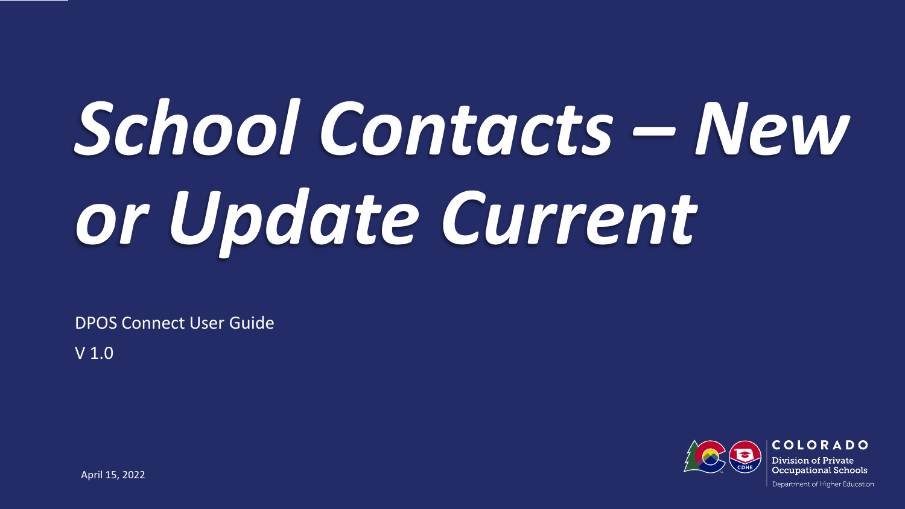# *School Contacts – New or Update Current*

DPOS Connect User Guide

V 1.0

April 15, 2022

COLORADO
Division of Private Occupational Schools
Department of Higher Education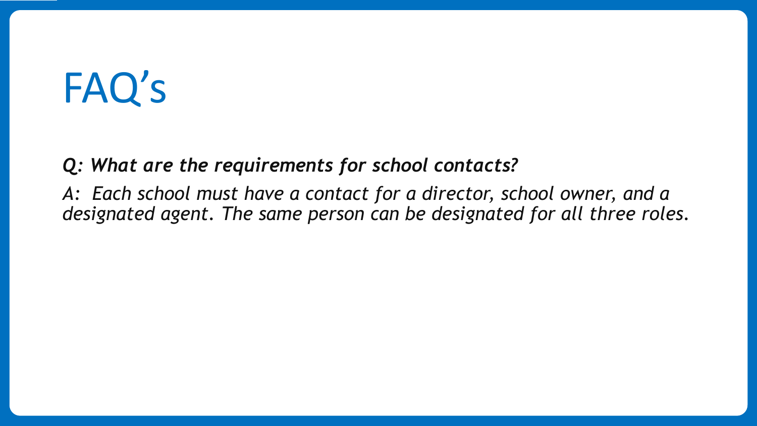# FAQ’s

***Q: What are the requirements for school contacts?***

*A: Each school must have a contact for a director, school owner, and a designated agent. The same person can be designated for all three roles.*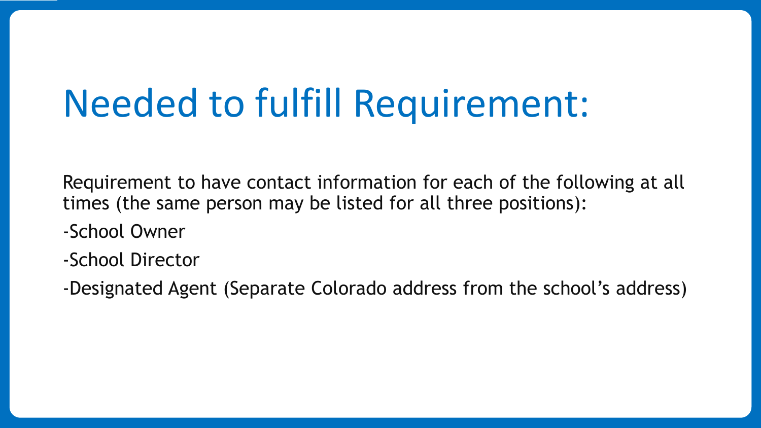# Needed to fulfill Requirement:

Requirement to have contact information for each of the following at all times (the same person may be listed for all three positions):

-School Owner

-School Director

-Designated Agent (Separate Colorado address from the school's address)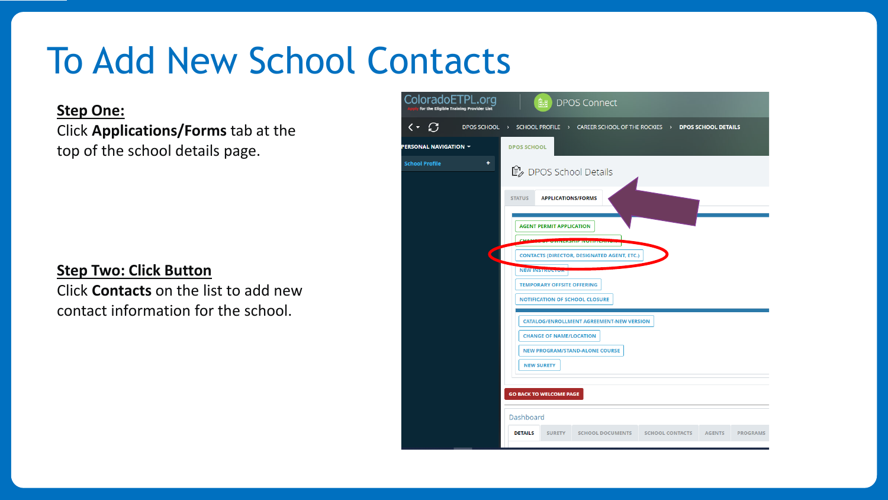# To Add New School Contacts

**Step One:**

Click **Applications/Forms** tab at the top of the school details page.

**Step Two: Click Button**

Click **Contacts** on the list to add new contact information for the school.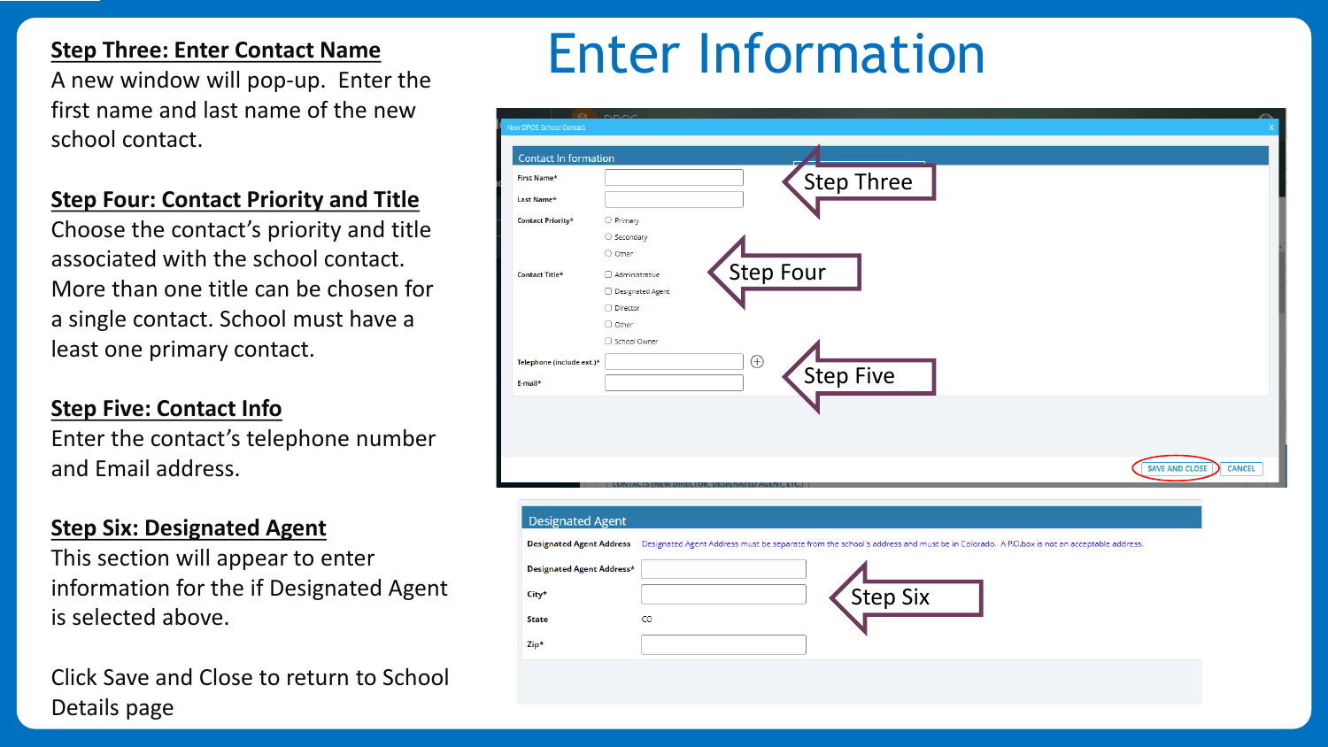# Enter Information

**Step Three: Enter Contact Name**

A new window will pop-up. Enter the first name and last name of the new school contact.

**Step Four: Contact Priority and Title**

Choose the contact's priority and title associated with the school contact. More than one title can be chosen for a single contact. School must have a least one primary contact.

**Step Five: Contact Info**

Enter the contact's telephone number and Email address.

**Step Six: Designated Agent**

This section will appear to enter information for the if Designated Agent is selected above.

Click Save and Close to return to School Details page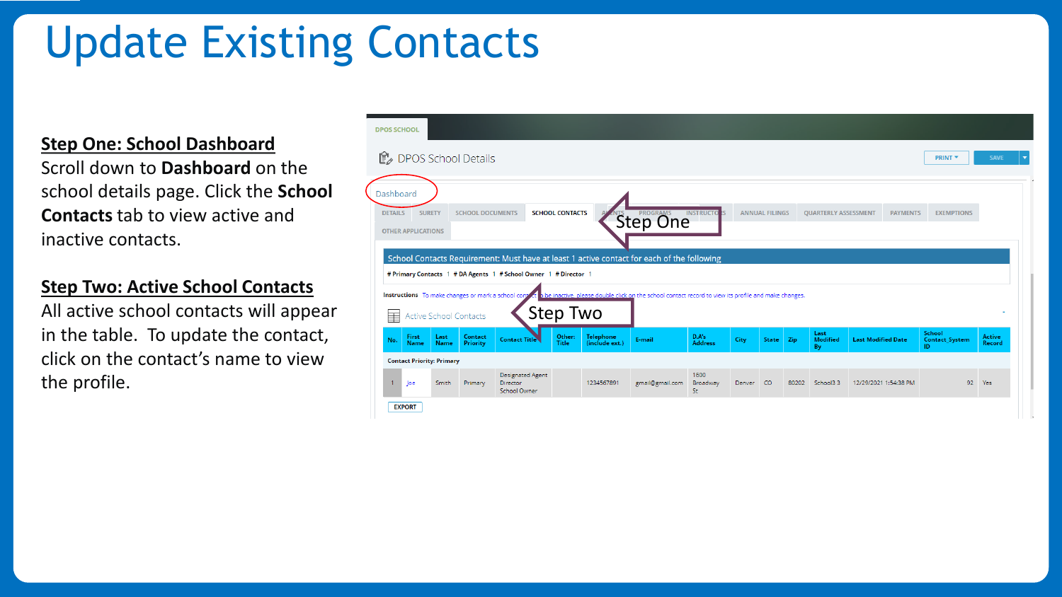# Update Existing Contacts

**Step One: School Dashboard**
Scroll down to **Dashboard** on the school details page. Click the **School Contacts** tab to view active and inactive contacts.

**Step Two: Active School Contacts**
All active school contacts will appear in the table. To update the contact, click on the contact's name to view the profile.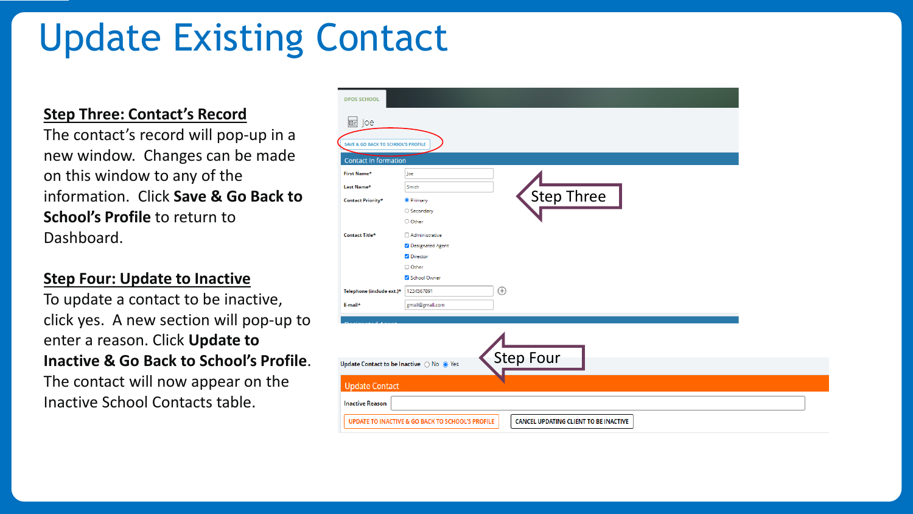# Update Existing Contact

**Step Three: Contact's Record**

The contact's record will pop-up in a new window. Changes can be made on this window to any of the information. Click **Save & Go Back to School's Profile** to return to Dashboard.

**Step Four: Update to Inactive**

To update a contact to be inactive, click yes. A new section will pop-up to enter a reason. Click **Update to Inactive & Go Back to School's Profile**. The contact will now appear on the Inactive School Contacts table.

DPOS SCHOOL

Joe

SAVE & GO BACK TO SCHOOL'S PROFILE

Contact Information

First Name* Joe

Last Name* Smith

Contact Priority* Primary Secondary Other

Contact Title* Administrative Designated Agent Director Other School Owner

Telephone (include ext.)* 1234567891

E-mail* gmail@gmail.com

Step Three

Update Contact to be Inactive No Yes

Step Four

Update Contact

Inactive Reason

UPDATE TO INACTIVE & GO BACK TO SCHOOL'S PROFILE

CANCEL UPDATING CLIENT TO BE INACTIVE